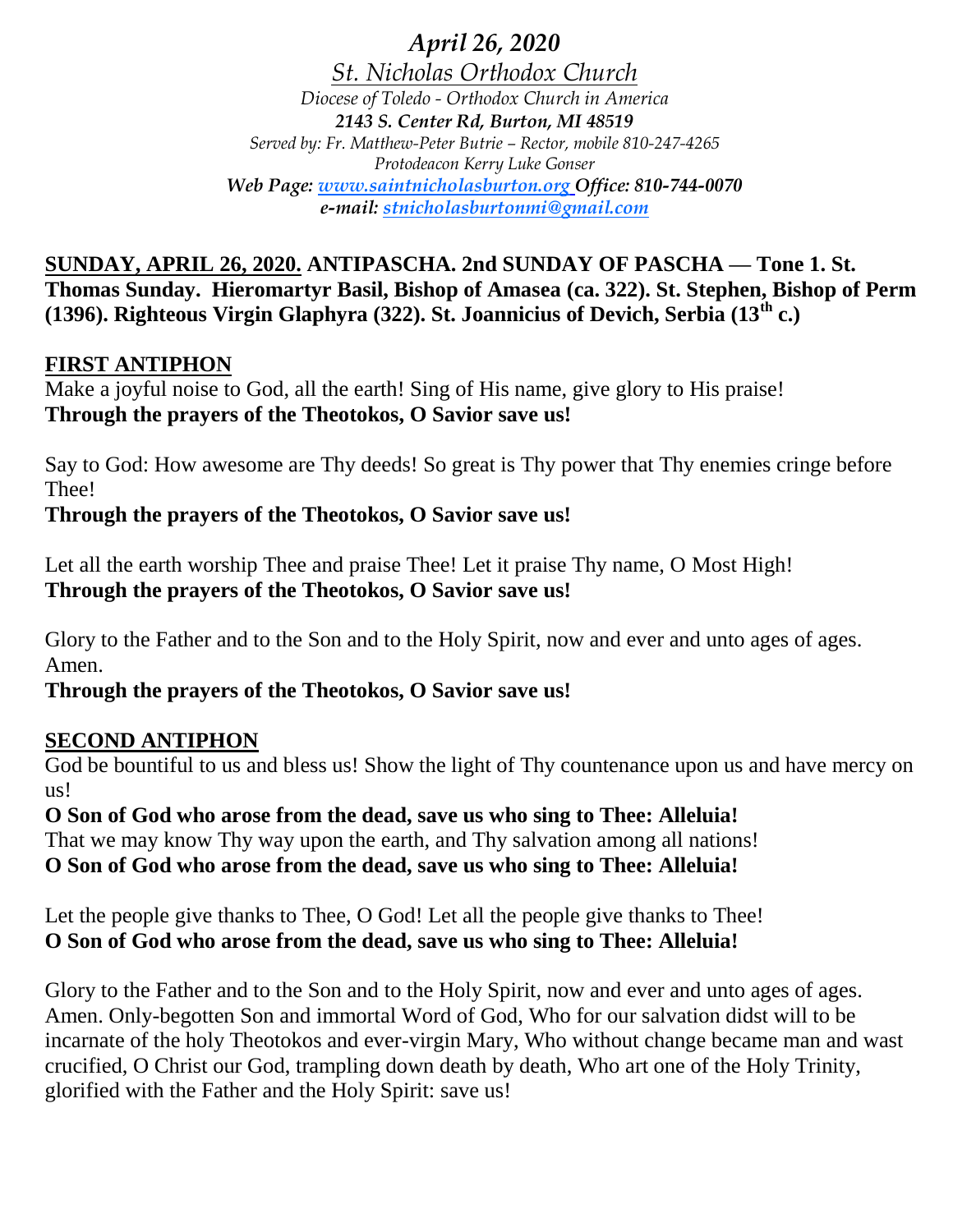*April 26, 2020*

*St. Nicholas Orthodox Church*

*Diocese of Toledo - Orthodox Church in America*

***2143 S. Center Rd, Burton, MI 48519***

*Served by: Fr. Matthew-Peter Butrie – Rector, mobile 810-247-4265*

*Protodeacon Kerry Luke Gonser*

***Web Page: [www.saintnicholasburton.org](http://www.saintnicholasburton.org) Office: 810-744-0070***

***e-mail: [stnicholasburtonmi@gmail.com](mailto:stnicholasburtonmi@gmail.com)***

**SUNDAY, APRIL 26, 2020. ANTIPASCHA. 2nd SUNDAY OF PASCHA — Tone 1. St. Thomas Sunday. Hieromartyr Basil, Bishop of Amasea (ca. 322). St. Stephen, Bishop of Perm (1396). Righteous Virgin Glaphyra (322). St. Joannicius of Devich, Serbia (13th c.)**

## FIRST ANTIPHON

Make a joyful noise to God, all the earth! Sing of His name, give glory to His praise!
**Through the prayers of the Theotokos, O Savior save us!**

Say to God: How awesome are Thy deeds! So great is Thy power that Thy enemies cringe before Thee!
**Through the prayers of the Theotokos, O Savior save us!**

Let all the earth worship Thee and praise Thee! Let it praise Thy name, O Most High!
**Through the prayers of the Theotokos, O Savior save us!**

Glory to the Father and to the Son and to the Holy Spirit, now and ever and unto ages of ages. Amen.
**Through the prayers of the Theotokos, O Savior save us!**

## SECOND ANTIPHON

God be bountiful to us and bless us! Show the light of Thy countenance upon us and have mercy on us!
**O Son of God who arose from the dead, save us who sing to Thee: Alleluia!**
That we may know Thy way upon the earth, and Thy salvation among all nations!
**O Son of God who arose from the dead, save us who sing to Thee: Alleluia!**

Let the people give thanks to Thee, O God! Let all the people give thanks to Thee!
**O Son of God who arose from the dead, save us who sing to Thee: Alleluia!**

Glory to the Father and to the Son and to the Holy Spirit, now and ever and unto ages of ages. Amen. Only-begotten Son and immortal Word of God, Who for our salvation didst will to be incarnate of the holy Theotokos and ever-virgin Mary, Who without change became man and wast crucified, O Christ our God, trampling down death by death, Who art one of the Holy Trinity, glorified with the Father and the Holy Spirit: save us!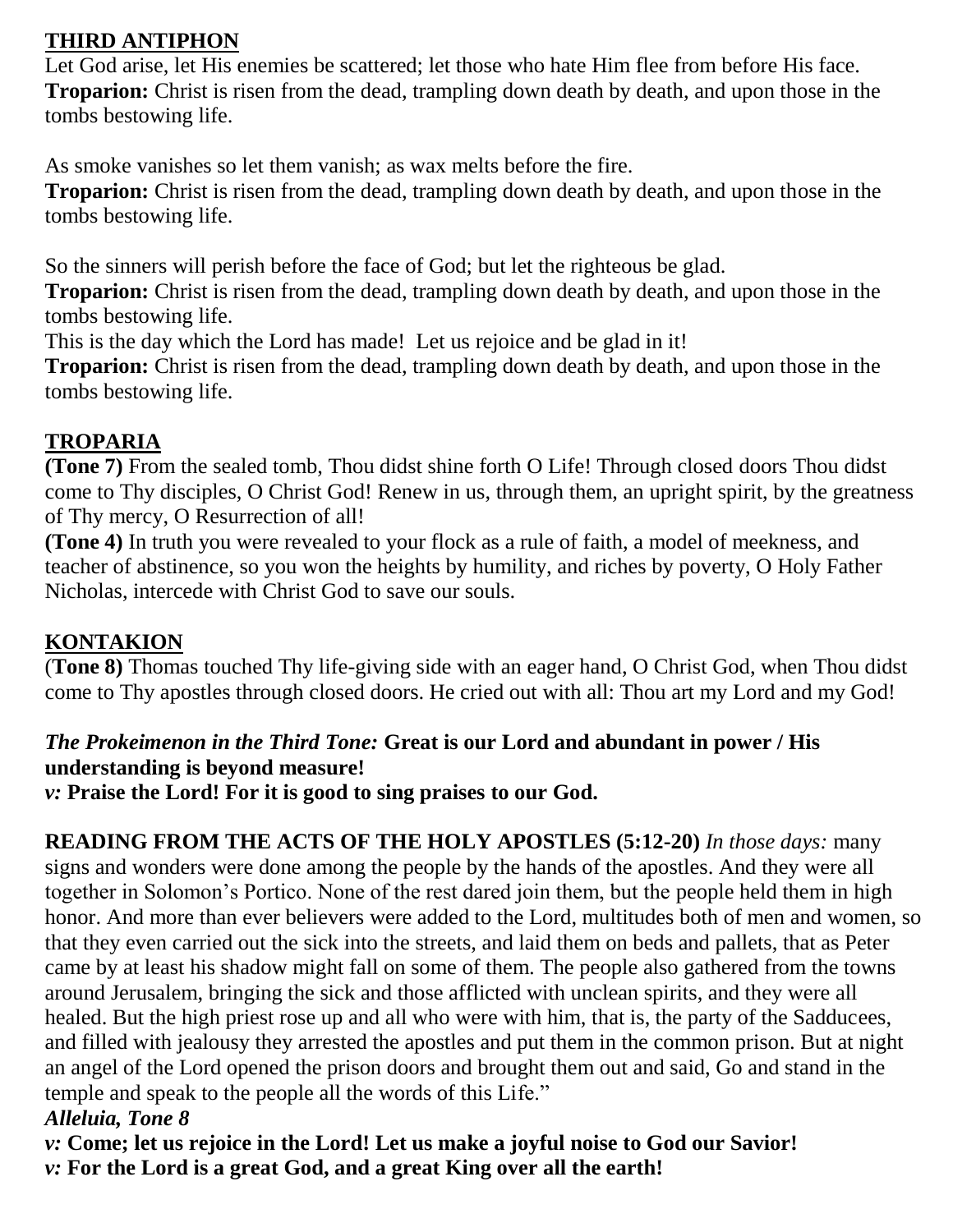## THIRD ANTIPHON

Let God arise, let His enemies be scattered; let those who hate Him flee from before His face.
**Troparion:** Christ is risen from the dead, trampling down death by death, and upon those in the tombs bestowing life.

As smoke vanishes so let them vanish; as wax melts before the fire.
**Troparion:** Christ is risen from the dead, trampling down death by death, and upon those in the tombs bestowing life.

So the sinners will perish before the face of God; but let the righteous be glad.
**Troparion:** Christ is risen from the dead, trampling down death by death, and upon those in the tombs bestowing life.
This is the day which the Lord has made! Let us rejoice and be glad in it!
**Troparion:** Christ is risen from the dead, trampling down death by death, and upon those in the tombs bestowing life.

## TROPARIA

**(Tone 7)** From the sealed tomb, Thou didst shine forth O Life! Through closed doors Thou didst come to Thy disciples, O Christ God! Renew in us, through them, an upright spirit, by the greatness of Thy mercy, O Resurrection of all!
**(Tone 4)** In truth you were revealed to your flock as a rule of faith, a model of meekness, and teacher of abstinence, so you won the heights by humility, and riches by poverty, O Holy Father Nicholas, intercede with Christ God to save our souls.

## KONTAKION

(**Tone 8)** Thomas touched Thy life-giving side with an eager hand, O Christ God, when Thou didst come to Thy apostles through closed doors. He cried out with all: Thou art my Lord and my God!

***The Prokeimenon in the Third Tone:*** **Great is our Lord and abundant in power / His understanding is beyond measure!**
***v:*** **Praise the Lord! For it is good to sing praises to our God.**

**READING FROM THE ACTS OF THE HOLY APOSTLES (5:12-20)** *In those days:* many signs and wonders were done among the people by the hands of the apostles. And they were all together in Solomon's Portico. None of the rest dared join them, but the people held them in high honor. And more than ever believers were added to the Lord, multitudes both of men and women, so that they even carried out the sick into the streets, and laid them on beds and pallets, that as Peter came by at least his shadow might fall on some of them. The people also gathered from the towns around Jerusalem, bringing the sick and those afflicted with unclean spirits, and they were all healed. But the high priest rose up and all who were with him, that is, the party of the Sadducees, and filled with jealousy they arrested the apostles and put them in the common prison. But at night an angel of the Lord opened the prison doors and brought them out and said, Go and stand in the temple and speak to the people all the words of this Life."

***Alleluia, Tone 8***
***v:*** **Come; let us rejoice in the Lord! Let us make a joyful noise to God our Savior!**
***v:*** **For the Lord is a great God, and a great King over all the earth!**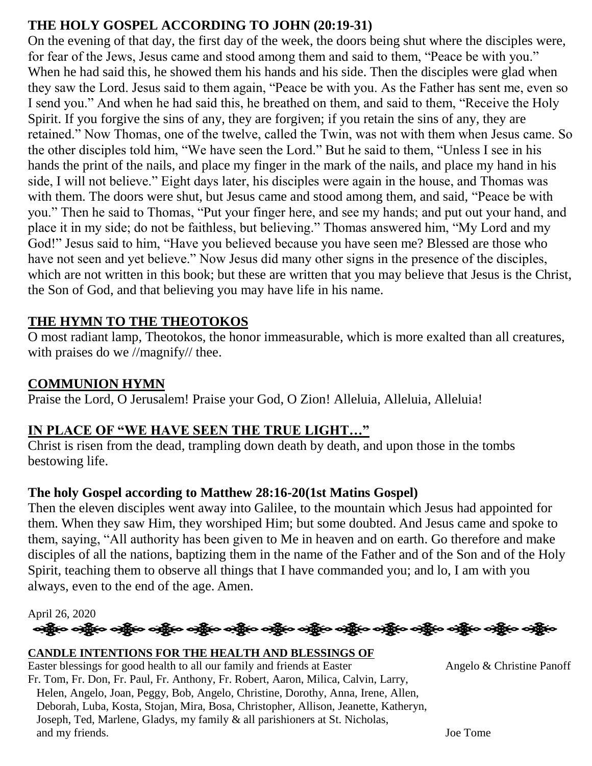**THE HOLY GOSPEL ACCORDING TO JOHN (20:19-31)**

On the evening of that day, the first day of the week, the doors being shut where the disciples were, for fear of the Jews, Jesus came and stood among them and said to them, "Peace be with you." When he had said this, he showed them his hands and his side. Then the disciples were glad when they saw the Lord. Jesus said to them again, "Peace be with you. As the Father has sent me, even so I send you." And when he had said this, he breathed on them, and said to them, "Receive the Holy Spirit. If you forgive the sins of any, they are forgiven; if you retain the sins of any, they are retained." Now Thomas, one of the twelve, called the Twin, was not with them when Jesus came. So the other disciples told him, "We have seen the Lord." But he said to them, "Unless I see in his hands the print of the nails, and place my finger in the mark of the nails, and place my hand in his side, I will not believe." Eight days later, his disciples were again in the house, and Thomas was with them. The doors were shut, but Jesus came and stood among them, and said, "Peace be with you." Then he said to Thomas, "Put your finger here, and see my hands; and put out your hand, and place it in my side; do not be faithless, but believing." Thomas answered him, "My Lord and my God!" Jesus said to him, "Have you believed because you have seen me? Blessed are those who have not seen and yet believe." Now Jesus did many other signs in the presence of the disciples, which are not written in this book; but these are written that you may believe that Jesus is the Christ, the Son of God, and that believing you may have life in his name.

**THE HYMN TO THE THEOTOKOS**

O most radiant lamp, Theotokos, the honor immeasurable, which is more exalted than all creatures, with praises do we //magnify// thee.

**COMMUNION HYMN**

Praise the Lord, O Jerusalem! Praise your God, O Zion! Alleluia, Alleluia, Alleluia!

**IN PLACE OF "WE HAVE SEEN THE TRUE LIGHT…"**

Christ is risen from the dead, trampling down death by death, and upon those in the tombs bestowing life.

**The holy Gospel according to Matthew 28:16-20(1st Matins Gospel)**

Then the eleven disciples went away into Galilee, to the mountain which Jesus had appointed for them. When they saw Him, they worshiped Him; but some doubted. And Jesus came and spoke to them, saying, "All authority has been given to Me in heaven and on earth. Go therefore and make disciples of all the nations, baptizing them in the name of the Father and of the Son and of the Holy Spirit, teaching them to observe all things that I have commanded you; and lo, I am with you always, even to the end of the age. Amen.

April 26, 2020

**CANDLE INTENTIONS FOR THE HEALTH AND BLESSINGS OF**

Easter blessings for good health to all our family and friends at Easter — Angelo & Christine Panoff

Fr. Tom, Fr. Don, Fr. Paul, Fr. Anthony, Fr. Robert, Aaron, Milica, Calvin, Larry, Helen, Angelo, Joan, Peggy, Bob, Angelo, Christine, Dorothy, Anna, Irene, Allen, Deborah, Luba, Kosta, Stojan, Mira, Bosa, Christopher, Allison, Jeanette, Katheryn, Joseph, Ted, Marlene, Gladys, my family & all parishioners at St. Nicholas, and my friends. — Joe Tome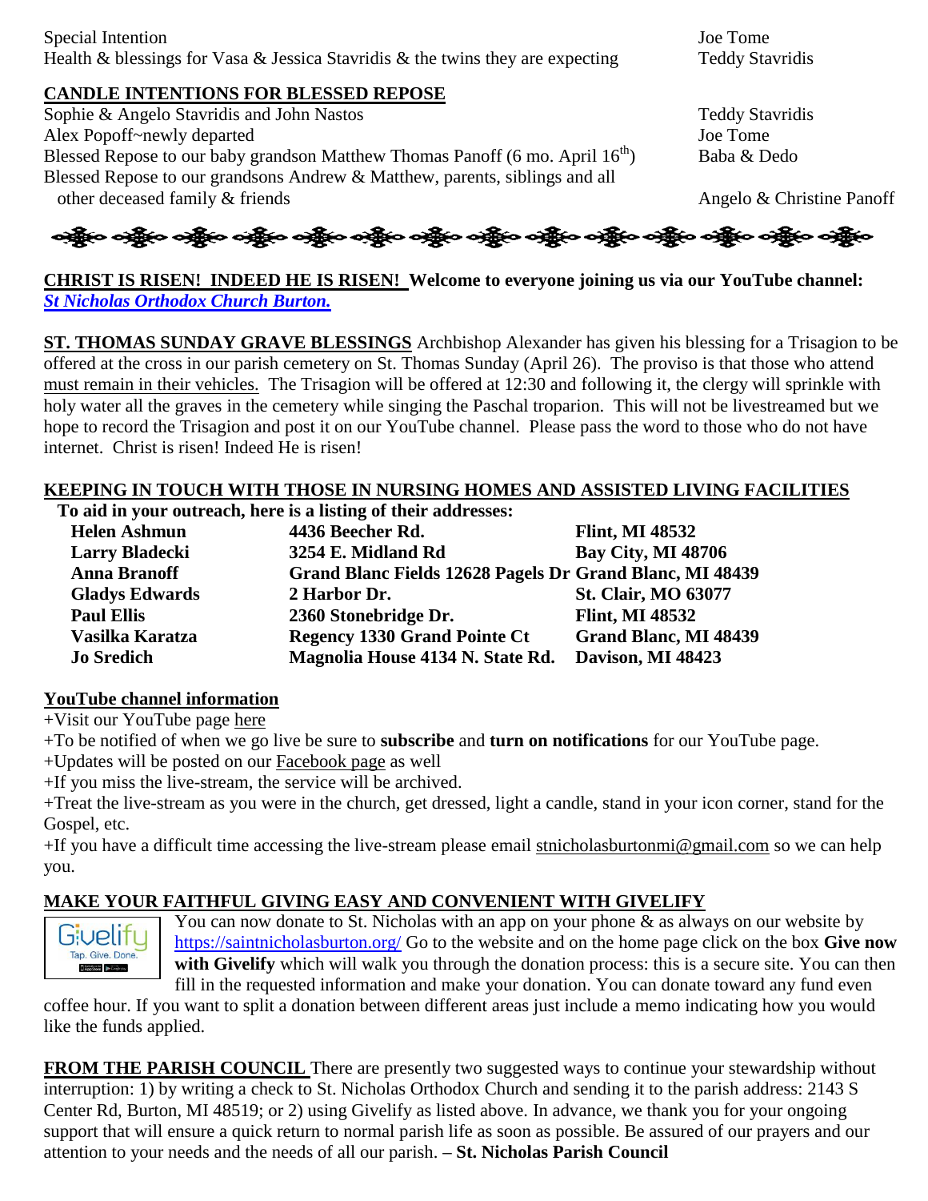| | |
|---|---|
| Special Intention | Joe Tome |
| Health & blessings for Vasa & Jessica Stavridis & the twins they are expecting | Teddy Stavridis |

**CANDLE INTENTIONS FOR BLESSED REPOSE**

| | |
|---|---|
| Sophie & Angelo Stavridis and John Nastos | Teddy Stavridis |
| Alex Popoff~newly departed | Joe Tome |
| Blessed Repose to our baby grandson Matthew Thomas Panoff (6 mo. April 16th) | Baba & Dedo |
| Blessed Repose to our grandsons Andrew & Matthew, parents, siblings and all other deceased family & friends | Angelo & Christine Panoff |

**CHRIST IS RISEN! INDEED HE IS RISEN! Welcome to everyone joining us via our YouTube channel:** ***St Nicholas Orthodox Church Burton.***

**ST. THOMAS SUNDAY GRAVE BLESSINGS** Archbishop Alexander has given his blessing for a Trisagion to be offered at the cross in our parish cemetery on St. Thomas Sunday (April 26). The proviso is that those who attend must remain in their vehicles. The Trisagion will be offered at 12:30 and following it, the clergy will sprinkle with holy water all the graves in the cemetery while singing the Paschal troparion. This will not be livestreamed but we hope to record the Trisagion and post it on our YouTube channel. Please pass the word to those who do not have internet. Christ is risen! Indeed He is risen!

**KEEPING IN TOUCH WITH THOSE IN NURSING HOMES AND ASSISTED LIVING FACILITIES**

**To aid in your outreach, here is a listing of their addresses:**

| Name | Address | City |
|---|---|---|
| **Helen Ashmun** | **4436 Beecher Rd.** | **Flint, MI 48532** |
| **Larry Bladecki** | **3254 E. Midland Rd** | **Bay City, MI 48706** |
| **Anna Branoff** | **Grand Blanc Fields 12628 Pagels Dr** | **Grand Blanc, MI 48439** |
| **Gladys Edwards** | **2 Harbor Dr.** | **St. Clair, MO 63077** |
| **Paul Ellis** | **2360 Stonebridge Dr.** | **Flint, MI 48532** |
| **Vasilka Karatza** | **Regency 1330 Grand Pointe Ct** | **Grand Blanc, MI 48439** |
| **Jo Sredich** | **Magnolia House 4134 N. State Rd.** | **Davison, MI 48423** |

**YouTube channel information**

+Visit our YouTube page here

+To be notified of when we go live be sure to **subscribe** and **turn on notifications** for our YouTube page.

+Updates will be posted on our Facebook page as well

+If you miss the live-stream, the service will be archived.

+Treat the live-stream as you were in the church, get dressed, light a candle, stand in your icon corner, stand for the Gospel, etc.

+If you have a difficult time accessing the live-stream please email stnicholasburtonmi@gmail.com so we can help you.

**MAKE YOUR FAITHFUL GIVING EASY AND CONVENIENT WITH GIVELIFY**

You can now donate to St. Nicholas with an app on your phone & as always on our website by https://saintnicholasburton.org/ Go to the website and on the home page click on the box **Give now with Givelify** which will walk you through the donation process: this is a secure site. You can then fill in the requested information and make your donation. You can donate toward any fund even coffee hour. If you want to split a donation between different areas just include a memo indicating how you would like the funds applied.

**FROM THE PARISH COUNCIL** There are presently two suggested ways to continue your stewardship without interruption: 1) by writing a check to St. Nicholas Orthodox Church and sending it to the parish address: 2143 S Center Rd, Burton, MI 48519; or 2) using Givelify as listed above. In advance, we thank you for your ongoing support that will ensure a quick return to normal parish life as soon as possible. Be assured of our prayers and our attention to your needs and the needs of all our parish. **– St. Nicholas Parish Council**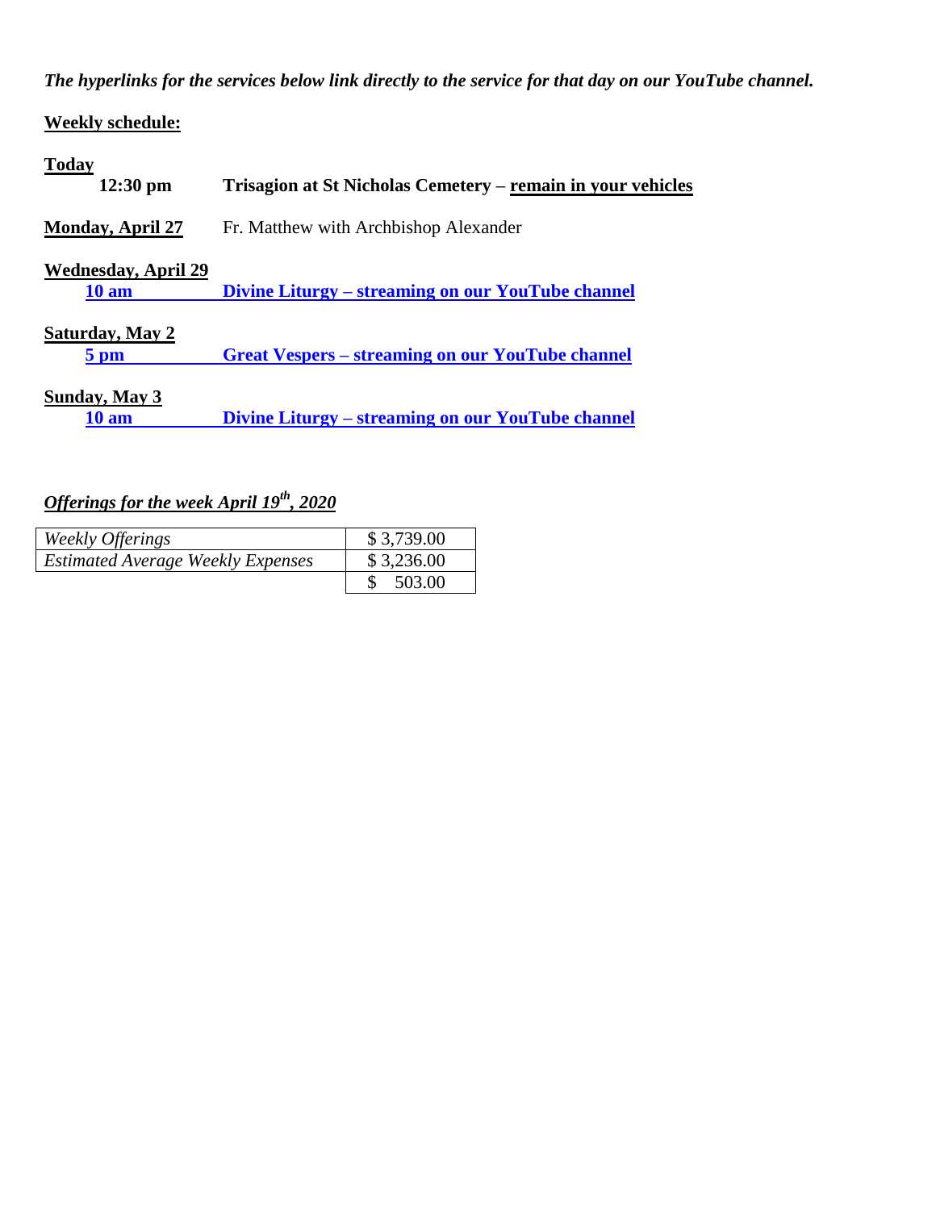***The hyperlinks for the services below link directly to the service for that day on our YouTube channel.***

**Weekly schedule:**

**Today**
**12:30 pm** **Trisagion at St Nicholas Cemetery – remain in your vehicles**

**Monday, April 27** Fr. Matthew with Archbishop Alexander

**Wednesday, April 29**
**10 am** **Divine Liturgy – streaming on our YouTube channel**

**Saturday, May 2**
**5 pm** **Great Vespers – streaming on our YouTube channel**

**Sunday, May 3**
**10 am** **Divine Liturgy – streaming on our YouTube channel**

***Offerings for the week April 19th, 2020***

| | |
|---|---|
| *Weekly Offerings* | $ 3,739.00 |
| *Estimated Average Weekly Expenses* | $ 3,236.00 |
| | $ 503.00 |